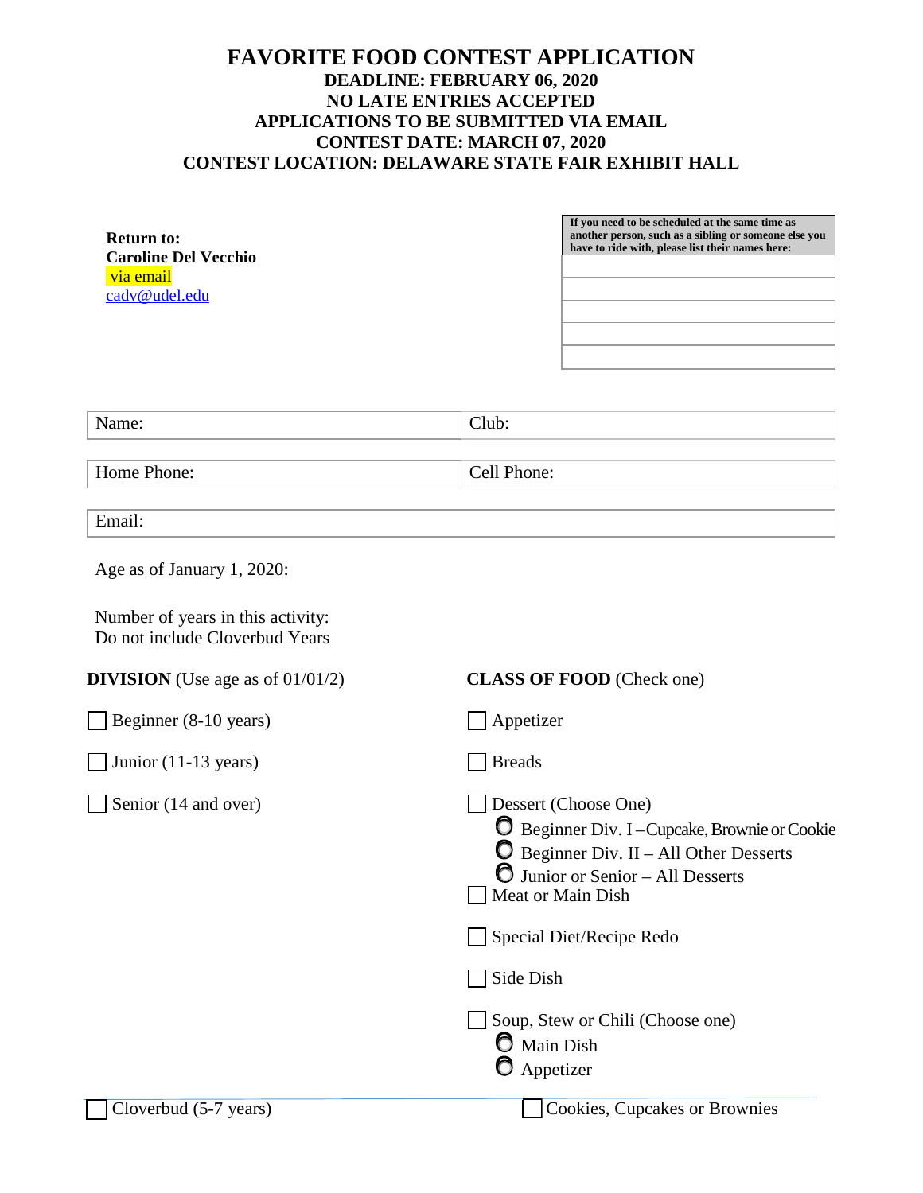# FAVORITE FOOD CONTEST APPLICATION

**DEADLINE: FEBRUARY 06, 2020**
**NO LATE ENTRIES ACCEPTED**
**APPLICATIONS TO BE SUBMITTED VIA EMAIL**
**CONTEST DATE: MARCH 07, 2020**
**CONTEST LOCATION: DELAWARE STATE FAIR EXHIBIT HALL**

**Return to:**
**Caroline Del Vecchio**
via email
cadv@udel.edu

| If you need to be scheduled at the same time as another person, such as a sibling or someone else you have to ride with, please list their names here: |
|---|
| |
| |
| |
| |
| |

| | |
|---|---|
| Name: | Club: |
| Home Phone: | Cell Phone: |
| Email: | |

Age as of January 1, 2020:

Number of years in this activity:
Do not include Cloverbud Years

**DIVISION** (Use age as of 01/01/2)

- ☐ Beginner (8-10 years)
- ☐ Junior (11-13 years)
- ☐ Senior (14 and over)
- ☐ Cloverbud (5-7 years)

**CLASS OF FOOD** (Check one)

- ☐ Appetizer
- ☐ Breads
- ☐ Dessert (Choose One)
  - ○ Beginner Div. I – Cupcake, Brownie or Cookie
  - ○ Beginner Div. II – All Other Desserts
  - ○ Junior or Senior – All Desserts
- ☐ Meat or Main Dish
- ☐ Special Diet/Recipe Redo
- ☐ Side Dish
- ☐ Soup, Stew or Chili (Choose one)
  - ○ Main Dish
  - ○ Appetizer
- ☐ Cookies, Cupcakes or Brownies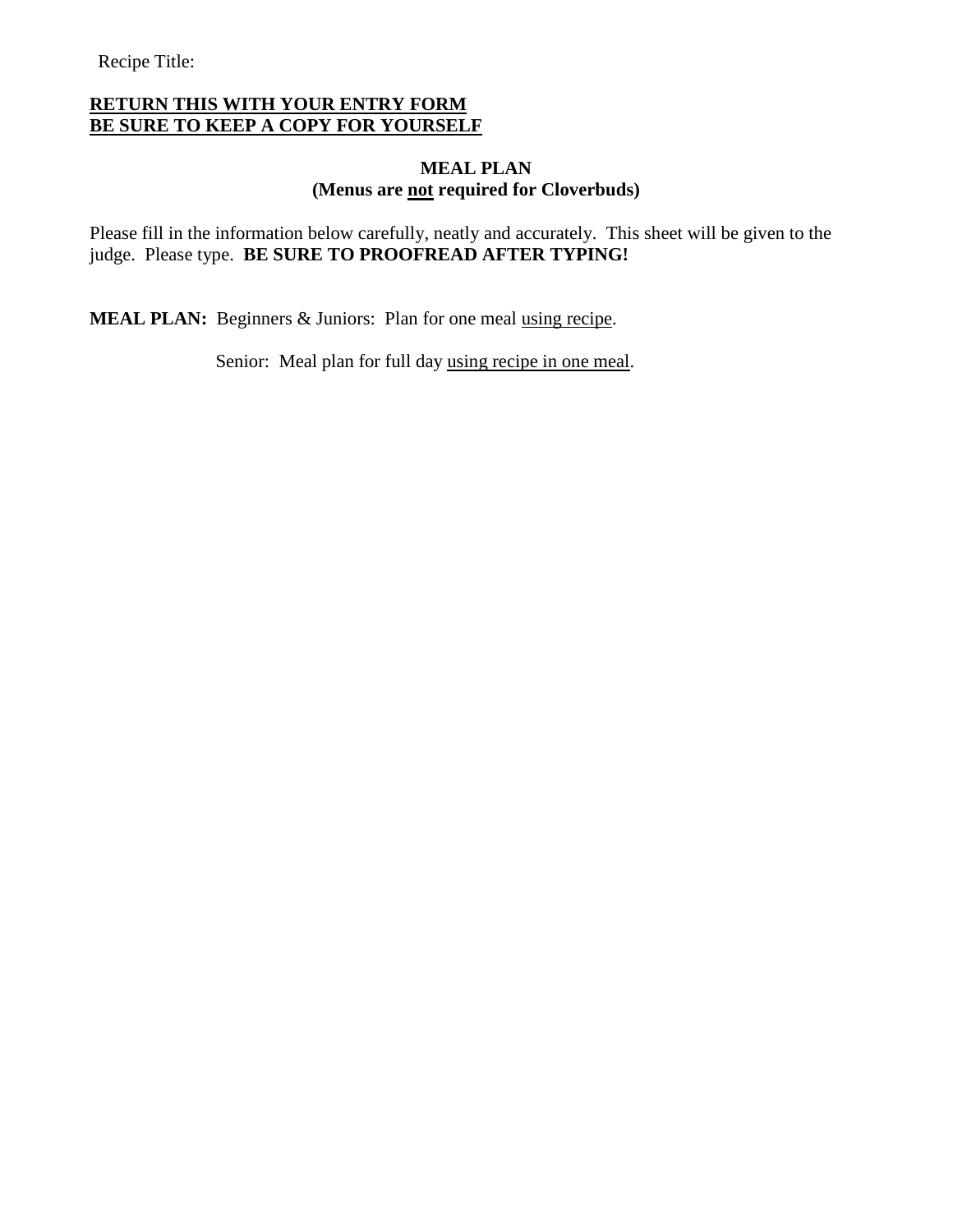Recipe Title:

**<u>RETURN THIS WITH YOUR ENTRY FORM</u>**
**<u>BE SURE TO KEEP A COPY FOR YOURSELF</u>**

## MEAL PLAN
**(Menus are <u>not</u> required for Cloverbuds)**

Please fill in the information below carefully, neatly and accurately. This sheet will be given to the judge. Please type. **BE SURE TO PROOFREAD AFTER TYPING!**

**MEAL PLAN:** Beginners & Juniors: Plan for one meal <u>using recipe</u>.

Senior: Meal plan for full day <u>using recipe in one meal</u>.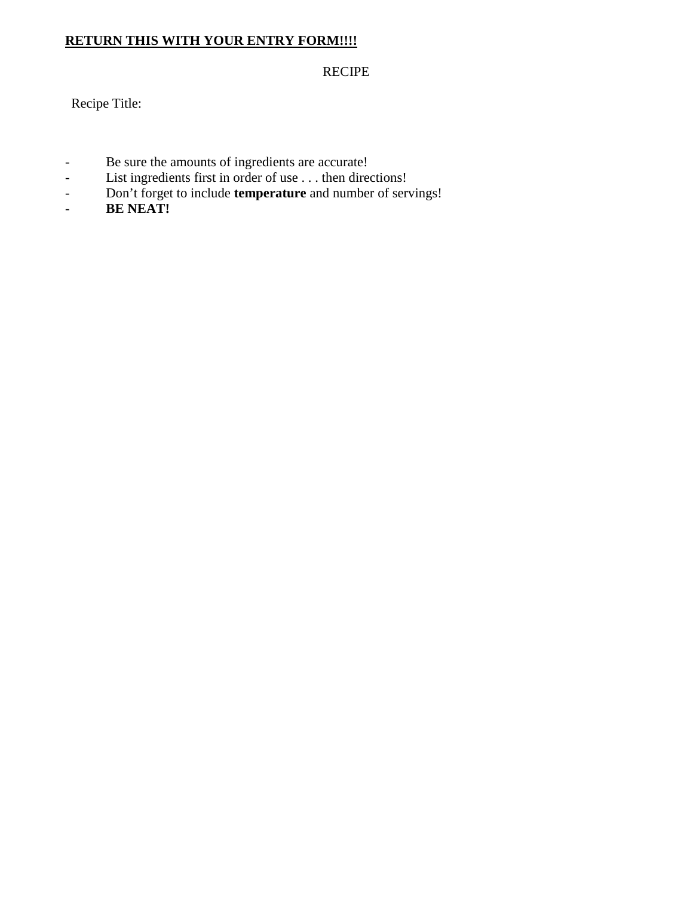**<u>RETURN THIS WITH YOUR ENTRY FORM!!!!</u>**

RECIPE

Recipe Title:

- Be sure the amounts of ingredients are accurate!
- List ingredients first in order of use . . . then directions!
- Don't forget to include **temperature** and number of servings!
- **BE NEAT!**